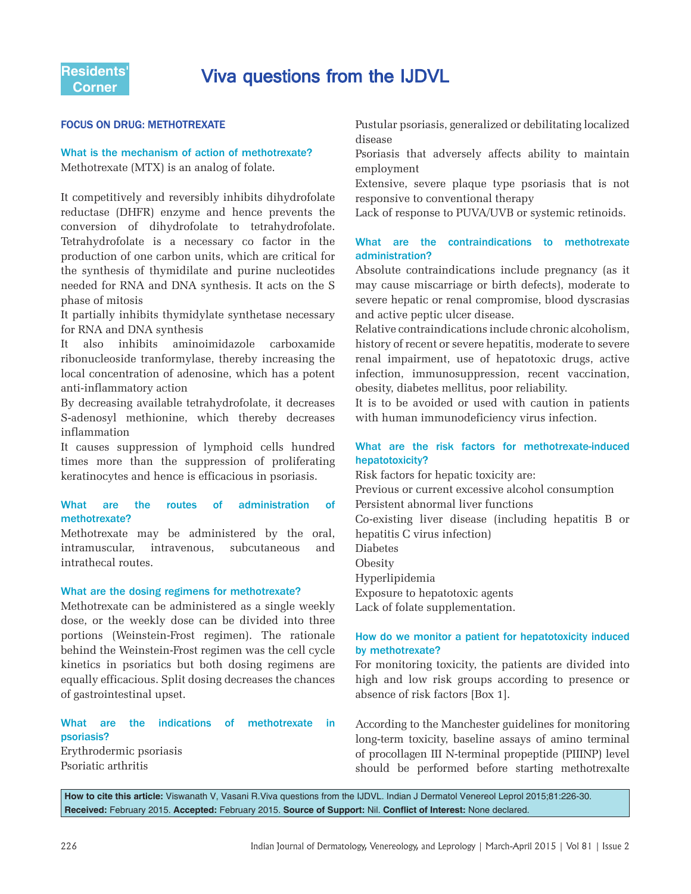Residents' Corner

# Viva questions from the IJDVL

## FOCUS ON DRUG: METHOTREXATE

### What is the mechanism of action of methotrexate?

Methotrexate (MTX) is an analog of folate.

It competitively and reversibly inhibits dihydrofolate reductase (DHFR) enzyme and hence prevents the conversion of dihydrofolate to tetrahydrofolate. Tetrahydrofolate is a necessary co factor in the production of one carbon units, which are critical for the synthesis of thymidilate and purine nucleotides needed for RNA and DNA synthesis. It acts on the S phase of mitosis

It partially inhibits thymidylate synthetase necessary for RNA and DNA synthesis

It also inhibits aminoimidazole carboxamide ribonucleoside tranformylase, thereby increasing the local concentration of adenosine, which has a potent anti-inflammatory action

By decreasing available tetrahydrofolate, it decreases S-adenosyl methionine, which thereby decreases inflammation

It causes suppression of lymphoid cells hundred times more than the suppression of proliferating keratinocytes and hence is efficacious in psoriasis.

### What are the routes of administration of methotrexate?

Methotrexate may be administered by the oral, intramuscular, intravenous, subcutaneous and intrathecal routes.

### What are the dosing regimens for methotrexate?

Methotrexate can be administered as a single weekly dose, or the weekly dose can be divided into three portions (Weinstein-Frost regimen). The rationale behind the Weinstein-Frost regimen was the cell cycle kinetics in psoriatics but both dosing regimens are equally efficacious. Split dosing decreases the chances of gastrointestinal upset.

### What are the indications of methotrexate in psoriasis?

Erythrodermic psoriasis

Psoriatic arthritis

Pustular psoriasis, generalized or debilitating localized disease

Psoriasis that adversely affects ability to maintain employment

Extensive, severe plaque type psoriasis that is not responsive to conventional therapy

Lack of response to PUVA/UVB or systemic retinoids.

### What are the contraindications to methotrexate administration?

Absolute contraindications include pregnancy (as it may cause miscarriage or birth defects), moderate to severe hepatic or renal compromise, blood dyscrasias and active peptic ulcer disease.

Relative contraindications include chronic alcoholism, history of recent or severe hepatitis, moderate to severe renal impairment, use of hepatotoxic drugs, active infection, immunosuppression, recent vaccination, obesity, diabetes mellitus, poor reliability.

It is to be avoided or used with caution in patients with human immunodeficiency virus infection.

### What are the risk factors for methotrexate-induced hepatotoxicity?

Risk factors for hepatic toxicity are:

Previous or current excessive alcohol consumption

Persistent abnormal liver functions

Co-existing liver disease (including hepatitis B or hepatitis C virus infection)

Diabetes

Obesity

Hyperlipidemia

Exposure to hepatotoxic agents

Lack of folate supplementation.

### How do we monitor a patient for hepatotoxicity induced by methotrexate?

For monitoring toxicity, the patients are divided into high and low risk groups according to presence or absence of risk factors [Box 1].

According to the Manchester guidelines for monitoring long-term toxicity, baseline assays of amino terminal of procollagen III N-terminal propeptide (PIIINP) level should be performed before starting methotrexalte

**How to cite this article:** Viswanath V, Vasani R.Viva questions from the IJDVL. Indian J Dermatol Venereol Leprol 2015;81:226-30.
**Received:** February 2015. **Accepted:** February 2015. **Source of Support:** Nil. **Conflict of Interest:** None declared.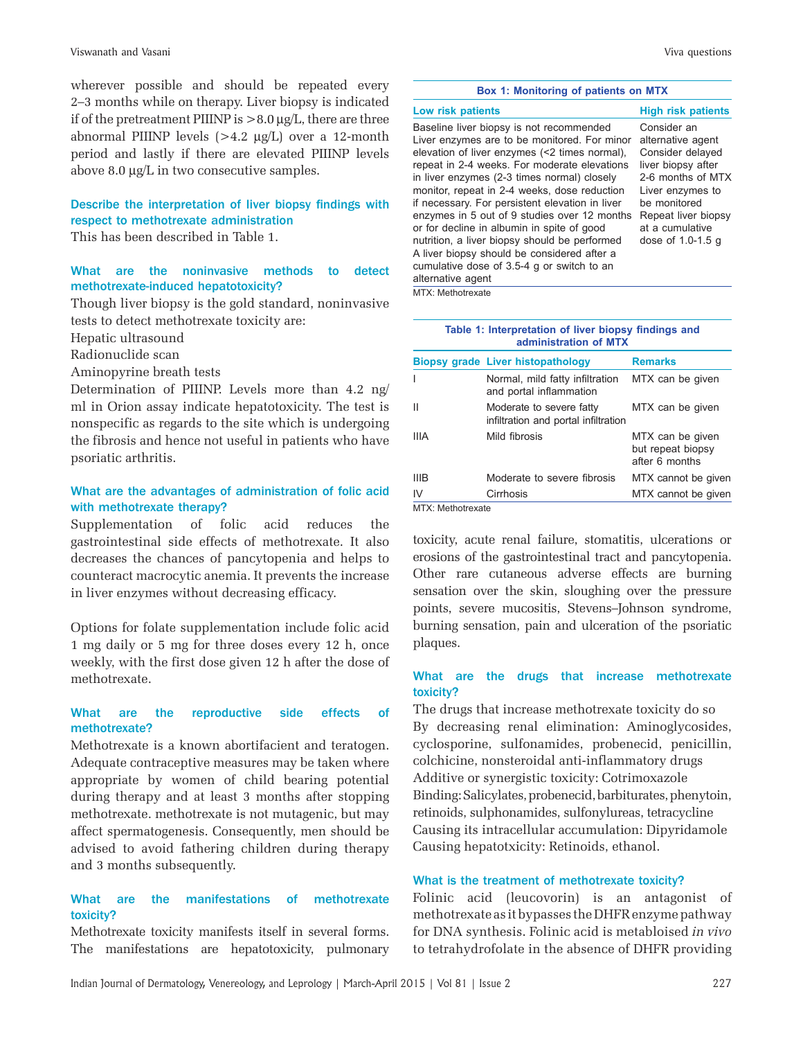wherever possible and should be repeated every 2–3 months while on therapy. Liver biopsy is indicated if of the pretreatment PIIINP is >8.0 μg/L, there are three abnormal PIIINP levels (>4.2 μg/L) over a 12-month period and lastly if there are elevated PIIINP levels above 8.0 μg/L in two consecutive samples.

### Describe the interpretation of liver biopsy findings with respect to methotrexate administration

This has been described in Table 1.

### What are the noninvasive methods to detect methotrexate-induced hepatotoxicity?

Though liver biopsy is the gold standard, noninvasive tests to detect methotrexate toxicity are:

Hepatic ultrasound

Radionuclide scan

Aminopyrine breath tests

Determination of PIIINP. Levels more than 4.2 ng/ml in Orion assay indicate hepatotoxicity. The test is nonspecific as regards to the site which is undergoing the fibrosis and hence not useful in patients who have psoriatic arthritis.

### What are the advantages of administration of folic acid with methotrexate therapy?

Supplementation of folic acid reduces the gastrointestinal side effects of methotrexate. It also decreases the chances of pancytopenia and helps to counteract macrocytic anemia. It prevents the increase in liver enzymes without decreasing efficacy.

Options for folate supplementation include folic acid 1 mg daily or 5 mg for three doses every 12 h, once weekly, with the first dose given 12 h after the dose of methotrexate.

### What are the reproductive side effects of methotrexate?

Methotrexate is a known abortifacient and teratogen. Adequate contraceptive measures may be taken where appropriate by women of child bearing potential during therapy and at least 3 months after stopping methotrexate. methotrexate is not mutagenic, but may affect spermatogenesis. Consequently, men should be advised to avoid fathering children during therapy and 3 months subsequently.

### What are the manifestations of methotrexate toxicity?

Methotrexate toxicity manifests itself in several forms. The manifestations are hepatotoxicity, pulmonary toxicity, acute renal failure, stomatitis, ulcerations or erosions of the gastrointestinal tract and pancytopenia. Other rare cutaneous adverse effects are burning sensation over the skin, sloughing over the pressure points, severe mucositis, Stevens–Johnson syndrome, burning sensation, pain and ulceration of the psoriatic plaques.

**Box 1: Monitoring of patients on MTX**

| Low risk patients | High risk patients |
|---|---|
| Baseline liver biopsy is not recommended<br>Liver enzymes are to be monitored. For minor elevation of liver enzymes (<2 times normal), repeat in 2-4 weeks. For moderate elevations in liver enzymes (2-3 times normal) closely monitor, repeat in 2-4 weeks, dose reduction if necessary. For persistent elevation in liver enzymes in 5 out of 9 studies over 12 months or for decline in albumin in spite of good nutrition, a liver biopsy should be performed<br>A liver biopsy should be considered after a cumulative dose of 3.5-4 g or switch to an alternative agent | Consider an alternative agent<br>Consider delayed liver biopsy after 2-6 months of MTX<br>Liver enzymes to be monitored<br>Repeat liver biopsy at a cumulative dose of 1.0-1.5 g |

MTX: Methotrexate

**Table 1: Interpretation of liver biopsy findings and administration of MTX**

| Biopsy grade | Liver histopathology | Remarks |
|---|---|---|
| I | Normal, mild fatty infiltration and portal inflammation | MTX can be given |
| II | Moderate to severe fatty infiltration and portal infiltration | MTX can be given |
| IIIA | Mild fibrosis | MTX can be given but repeat biopsy after 6 months |
| IIIB | Moderate to severe fibrosis | MTX cannot be given |
| IV | Cirrhosis | MTX cannot be given |

MTX: Methotrexate

### What are the drugs that increase methotrexate toxicity?

The drugs that increase methotrexate toxicity do so

By decreasing renal elimination: Aminoglycosides, cyclosporine, sulfonamides, probenecid, penicillin, colchicine, nonsteroidal anti-inflammatory drugs

Additive or synergistic toxicity: Cotrimoxazole

Binding: Salicylates, probenecid, barbiturates, phenytoin, retinoids, sulphonamides, sulfonylureas, tetracycline

Causing its intracellular accumulation: Dipyridamole

Causing hepatotxicity: Retinoids, ethanol.

### What is the treatment of methotrexate toxicity?

Folinic acid (leucovorin) is an antagonist of methotrexate as it bypasses the DHFR enzyme pathway for DNA synthesis. Folinic acid is metabloised *in vivo* to tetrahydrofolate in the absence of DHFR providing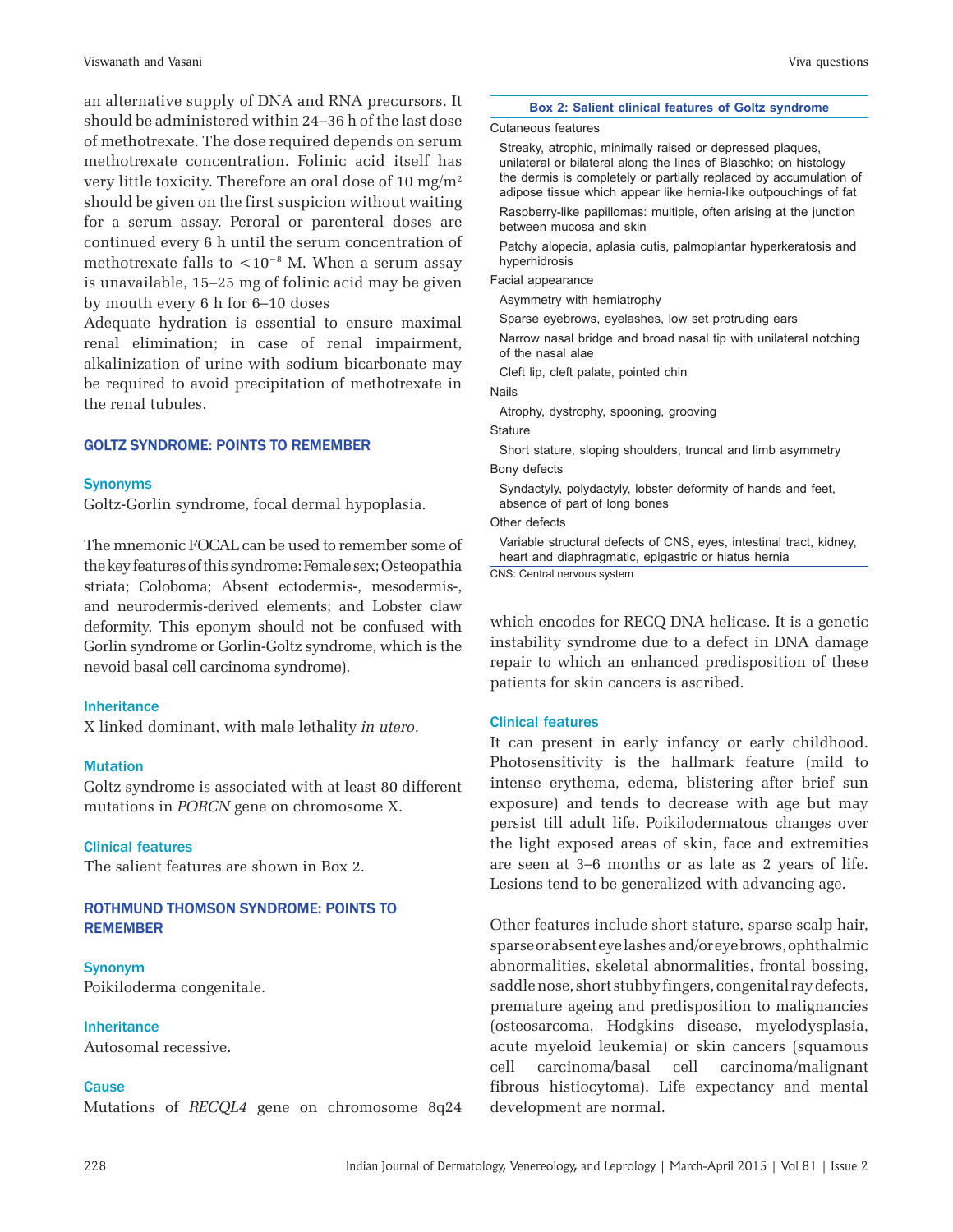an alternative supply of DNA and RNA precursors. It should be administered within 24–36 h of the last dose of methotrexate. The dose required depends on serum methotrexate concentration. Folinic acid itself has very little toxicity. Therefore an oral dose of 10 mg/m$^2$ should be given on the first suspicion without waiting for a serum assay. Peroral or parenteral doses are continued every 6 h until the serum concentration of methotrexate falls to $<10^{-8}$ M. When a serum assay is unavailable, 15–25 mg of folinic acid may be given by mouth every 6 h for 6–10 doses

Adequate hydration is essential to ensure maximal renal elimination; in case of renal impairment, alkalinization of urine with sodium bicarbonate may be required to avoid precipitation of methotrexate in the renal tubules.

## GOLTZ SYNDROME: POINTS TO REMEMBER

### Synonyms

Goltz-Gorlin syndrome, focal dermal hypoplasia.

The mnemonic FOCAL can be used to remember some of the key features of this syndrome: Female sex; Osteopathia striata; Coloboma; Absent ectodermis-, mesodermis-, and neurodermis-derived elements; and Lobster claw deformity. This eponym should not be confused with Gorlin syndrome or Gorlin-Goltz syndrome, which is the nevoid basal cell carcinoma syndrome).

### Inheritance

X linked dominant, with male lethality *in utero*.

### Mutation

Goltz syndrome is associated with at least 80 different mutations in *PORCN* gene on chromosome X.

### Clinical features

The salient features are shown in Box 2.

**Box 2: Salient clinical features of Goltz syndrome**

Cutaneous features

- Streaky, atrophic, minimally raised or depressed plaques, unilateral or bilateral along the lines of Blaschko; on histology the dermis is completely or partially replaced by accumulation of adipose tissue which appear like hernia-like outpouchings of fat
- Raspberry-like papillomas: multiple, often arising at the junction between mucosa and skin
- Patchy alopecia, aplasia cutis, palmoplantar hyperkeratosis and hyperhidrosis

Facial appearance

- Asymmetry with hemiatrophy
- Sparse eyebrows, eyelashes, low set protruding ears
- Narrow nasal bridge and broad nasal tip with unilateral notching of the nasal alae
- Cleft lip, cleft palate, pointed chin

Nails

- Atrophy, dystrophy, spooning, grooving

Stature

- Short stature, sloping shoulders, truncal and limb asymmetry

Bony defects

- Syndactyly, polydactyly, lobster deformity of hands and feet, absence of part of long bones

Other defects

- Variable structural defects of CNS, eyes, intestinal tract, kidney, heart and diaphragmatic, epigastric or hiatus hernia

CNS: Central nervous system

## ROTHMUND THOMSON SYNDROME: POINTS TO REMEMBER

### Synonym

Poikiloderma congenitale.

### Inheritance

Autosomal recessive.

### Cause

Mutations of *RECQL4* gene on chromosome 8q24 which encodes for RECQ DNA helicase. It is a genetic instability syndrome due to a defect in DNA damage repair to which an enhanced predisposition of these patients for skin cancers is ascribed.

### Clinical features

It can present in early infancy or early childhood. Photosensitivity is the hallmark feature (mild to intense erythema, edema, blistering after brief sun exposure) and tends to decrease with age but may persist till adult life. Poikilodermatous changes over the light exposed areas of skin, face and extremities are seen at 3–6 months or as late as 2 years of life. Lesions tend to be generalized with advancing age.

Other features include short stature, sparse scalp hair, sparse or absent eyelashes and/or eyebrows, ophthalmic abnormalities, skeletal abnormalities, frontal bossing, saddle nose, short stubby fingers, congenital ray defects, premature ageing and predisposition to malignancies (osteosarcoma, Hodgkins disease, myelodysplasia, acute myeloid leukemia) or skin cancers (squamous cell carcinoma/basal cell carcinoma/malignant fibrous histiocytoma). Life expectancy and mental development are normal.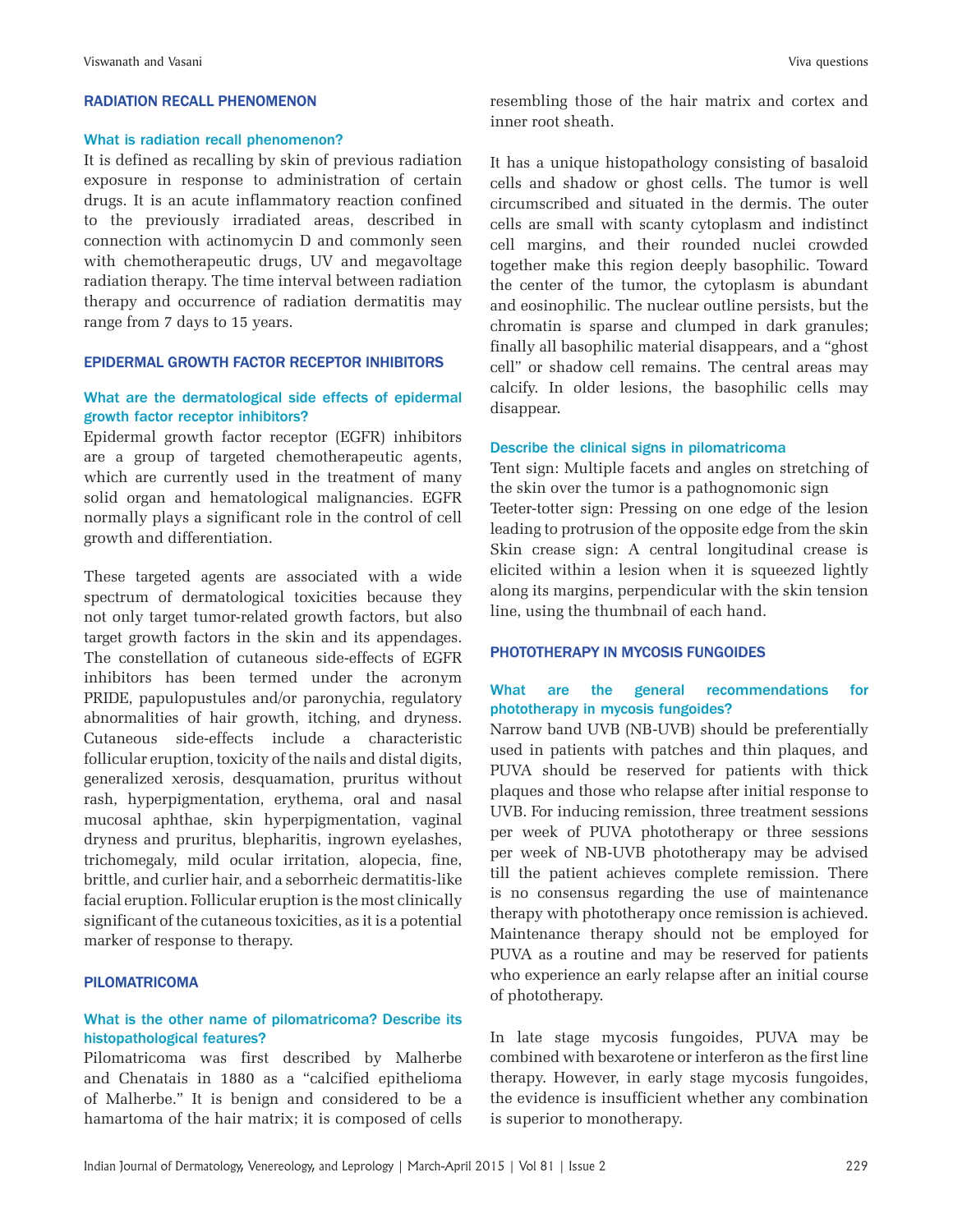## RADIATION RECALL PHENOMENON

### What is radiation recall phenomenon?

It is defined as recalling by skin of previous radiation exposure in response to administration of certain drugs. It is an acute inflammatory reaction confined to the previously irradiated areas, described in connection with actinomycin D and commonly seen with chemotherapeutic drugs, UV and megavoltage radiation therapy. The time interval between radiation therapy and occurrence of radiation dermatitis may range from 7 days to 15 years.

## EPIDERMAL GROWTH FACTOR RECEPTOR INHIBITORS

### What are the dermatological side effects of epidermal growth factor receptor inhibitors?

Epidermal growth factor receptor (EGFR) inhibitors are a group of targeted chemotherapeutic agents, which are currently used in the treatment of many solid organ and hematological malignancies. EGFR normally plays a significant role in the control of cell growth and differentiation.

These targeted agents are associated with a wide spectrum of dermatological toxicities because they not only target tumor-related growth factors, but also target growth factors in the skin and its appendages. The constellation of cutaneous side-effects of EGFR inhibitors has been termed under the acronym PRIDE, papulopustules and/or paronychia, regulatory abnormalities of hair growth, itching, and dryness. Cutaneous side-effects include a characteristic follicular eruption, toxicity of the nails and distal digits, generalized xerosis, desquamation, pruritus without rash, hyperpigmentation, erythema, oral and nasal mucosal aphthae, skin hyperpigmentation, vaginal dryness and pruritus, blepharitis, ingrown eyelashes, trichomegaly, mild ocular irritation, alopecia, fine, brittle, and curlier hair, and a seborrheic dermatitis-like facial eruption. Follicular eruption is the most clinically significant of the cutaneous toxicities, as it is a potential marker of response to therapy.

## PILOMATRICOMA

### What is the other name of pilomatricoma? Describe its histopathological features?

Pilomatricoma was first described by Malherbe and Chenatais in 1880 as a "calcified epithelioma of Malherbe." It is benign and considered to be a hamartoma of the hair matrix; it is composed of cells resembling those of the hair matrix and cortex and inner root sheath.

It has a unique histopathology consisting of basaloid cells and shadow or ghost cells. The tumor is well circumscribed and situated in the dermis. The outer cells are small with scanty cytoplasm and indistinct cell margins, and their rounded nuclei crowded together make this region deeply basophilic. Toward the center of the tumor, the cytoplasm is abundant and eosinophilic. The nuclear outline persists, but the chromatin is sparse and clumped in dark granules; finally all basophilic material disappears, and a "ghost cell" or shadow cell remains. The central areas may calcify. In older lesions, the basophilic cells may disappear.

### Describe the clinical signs in pilomatricoma

Tent sign: Multiple facets and angles on stretching of the skin over the tumor is a pathognomonic sign

Teeter-totter sign: Pressing on one edge of the lesion leading to protrusion of the opposite edge from the skin

Skin crease sign: A central longitudinal crease is elicited within a lesion when it is squeezed lightly along its margins, perpendicular with the skin tension line, using the thumbnail of each hand.

## PHOTOTHERAPY IN MYCOSIS FUNGOIDES

### What are the general recommendations for phototherapy in mycosis fungoides?

Narrow band UVB (NB-UVB) should be preferentially used in patients with patches and thin plaques, and PUVA should be reserved for patients with thick plaques and those who relapse after initial response to UVB. For inducing remission, three treatment sessions per week of PUVA phototherapy or three sessions per week of NB-UVB phototherapy may be advised till the patient achieves complete remission. There is no consensus regarding the use of maintenance therapy with phototherapy once remission is achieved. Maintenance therapy should not be employed for PUVA as a routine and may be reserved for patients who experience an early relapse after an initial course of phototherapy.

In late stage mycosis fungoides, PUVA may be combined with bexarotene or interferon as the first line therapy. However, in early stage mycosis fungoides, the evidence is insufficient whether any combination is superior to monotherapy.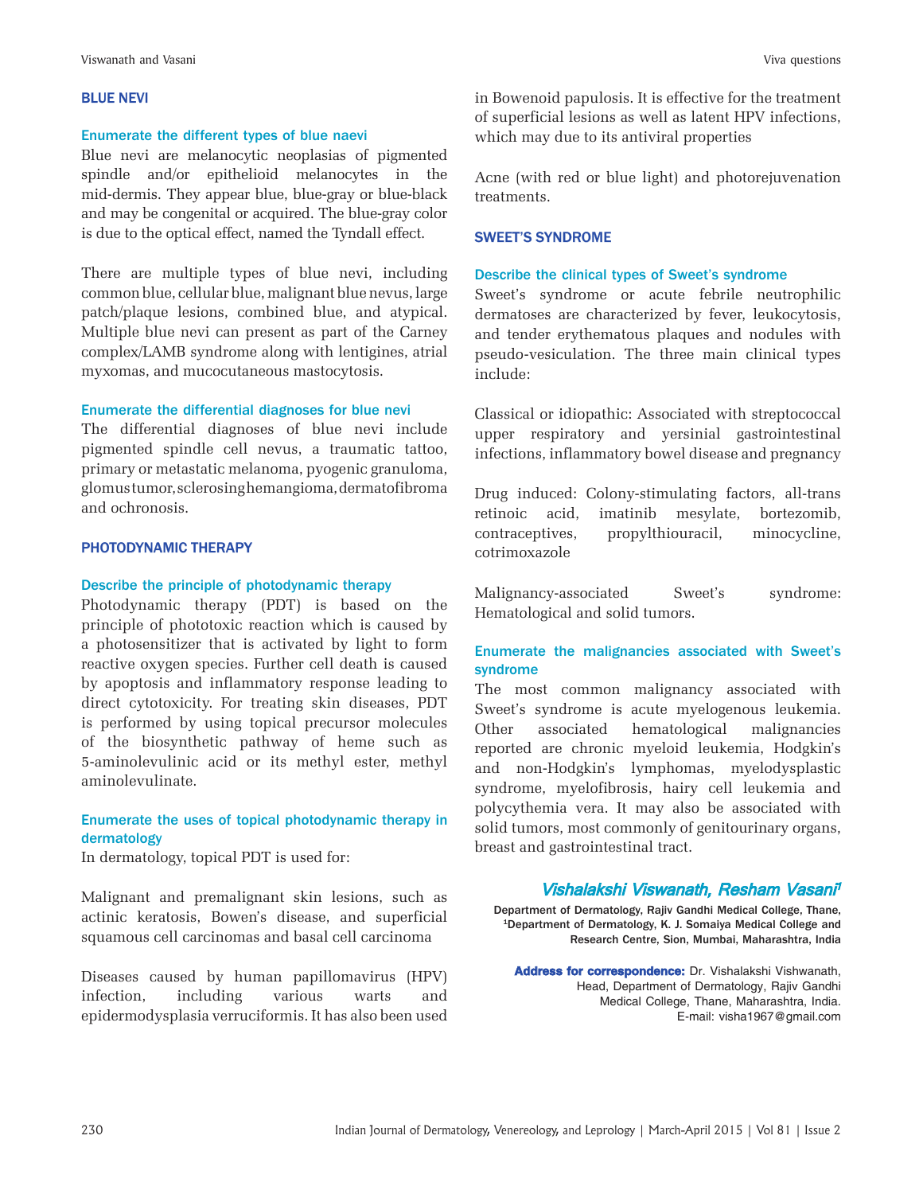## BLUE NEVI

### Enumerate the different types of blue naevi

Blue nevi are melanocytic neoplasias of pigmented spindle and/or epithelioid melanocytes in the mid-dermis. They appear blue, blue-gray or blue-black and may be congenital or acquired. The blue-gray color is due to the optical effect, named the Tyndall effect.

There are multiple types of blue nevi, including common blue, cellular blue, malignant blue nevus, large patch/plaque lesions, combined blue, and atypical. Multiple blue nevi can present as part of the Carney complex/LAMB syndrome along with lentigines, atrial myxomas, and mucocutaneous mastocytosis.

### Enumerate the differential diagnoses for blue nevi

The differential diagnoses of blue nevi include pigmented spindle cell nevus, a traumatic tattoo, primary or metastatic melanoma, pyogenic granuloma, glomus tumor, sclerosing hemangioma, dermatofibroma and ochronosis.

## PHOTODYNAMIC THERAPY

### Describe the principle of photodynamic therapy

Photodynamic therapy (PDT) is based on the principle of phototoxic reaction which is caused by a photosensitizer that is activated by light to form reactive oxygen species. Further cell death is caused by apoptosis and inflammatory response leading to direct cytotoxicity. For treating skin diseases, PDT is performed by using topical precursor molecules of the biosynthetic pathway of heme such as 5-aminolevulinic acid or its methyl ester, methyl aminolevulinate.

### Enumerate the uses of topical photodynamic therapy in dermatology

In dermatology, topical PDT is used for:

Malignant and premalignant skin lesions, such as actinic keratosis, Bowen's disease, and superficial squamous cell carcinomas and basal cell carcinoma

Diseases caused by human papillomavirus (HPV) infection, including various warts and epidermodysplasia verruciformis. It has also been used in Bowenoid papulosis. It is effective for the treatment of superficial lesions as well as latent HPV infections, which may due to its antiviral properties

Acne (with red or blue light) and photorejuvenation treatments.

## SWEET'S SYNDROME

### Describe the clinical types of Sweet's syndrome

Sweet's syndrome or acute febrile neutrophilic dermatoses are characterized by fever, leukocytosis, and tender erythematous plaques and nodules with pseudo-vesiculation. The three main clinical types include:

Classical or idiopathic: Associated with streptococcal upper respiratory and yersinial gastrointestinal infections, inflammatory bowel disease and pregnancy

Drug induced: Colony-stimulating factors, all-trans retinoic acid, imatinib mesylate, bortezomib, contraceptives, propylthiouracil, minocycline, cotrimoxazole

Malignancy-associated Sweet's syndrome: Hematological and solid tumors.

### Enumerate the malignancies associated with Sweet's syndrome

The most common malignancy associated with Sweet's syndrome is acute myelogenous leukemia. Other associated hematological malignancies reported are chronic myeloid leukemia, Hodgkin's and non-Hodgkin's lymphomas, myelodysplastic syndrome, myelofibrosis, hairy cell leukemia and polycythemia vera. It may also be associated with solid tumors, most commonly of genitourinary organs, breast and gastrointestinal tract.

***Vishalakshi Viswanath, Resham Vasani[1]***

**Department of Dermatology, Rajiv Gandhi Medical College, Thane, [1]Department of Dermatology, K. J. Somaiya Medical College and Research Centre, Sion, Mumbai, Maharashtra, India**

**Address for correspondence:** Dr. Vishalakshi Vishwanath, Head, Department of Dermatology, Rajiv Gandhi Medical College, Thane, Maharashtra, India. E-mail: visha1967@gmail.com